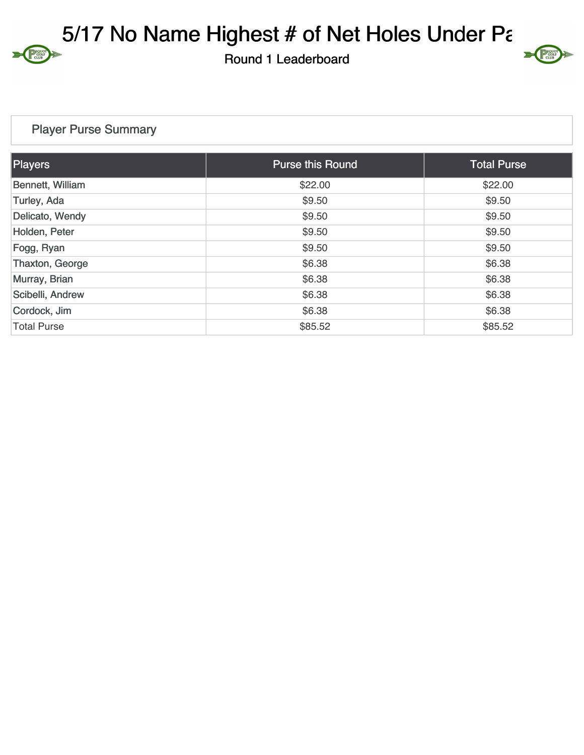# 5/17 No Name Highest # of Net Holes Under Pa

Round 1 Leaderboard

## Player Purse Summary

| Players | Purse this Round | Total Purse |
|---|---|---|
| Bennett, William | $22.00 | $22.00 |
| Turley, Ada | $9.50 | $9.50 |
| Delicato, Wendy | $9.50 | $9.50 |
| Holden, Peter | $9.50 | $9.50 |
| Fogg, Ryan | $9.50 | $9.50 |
| Thaxton, George | $6.38 | $6.38 |
| Murray, Brian | $6.38 | $6.38 |
| Scibelli, Andrew | $6.38 | $6.38 |
| Cordock, Jim | $6.38 | $6.38 |
| Total Purse | $85.52 | $85.52 |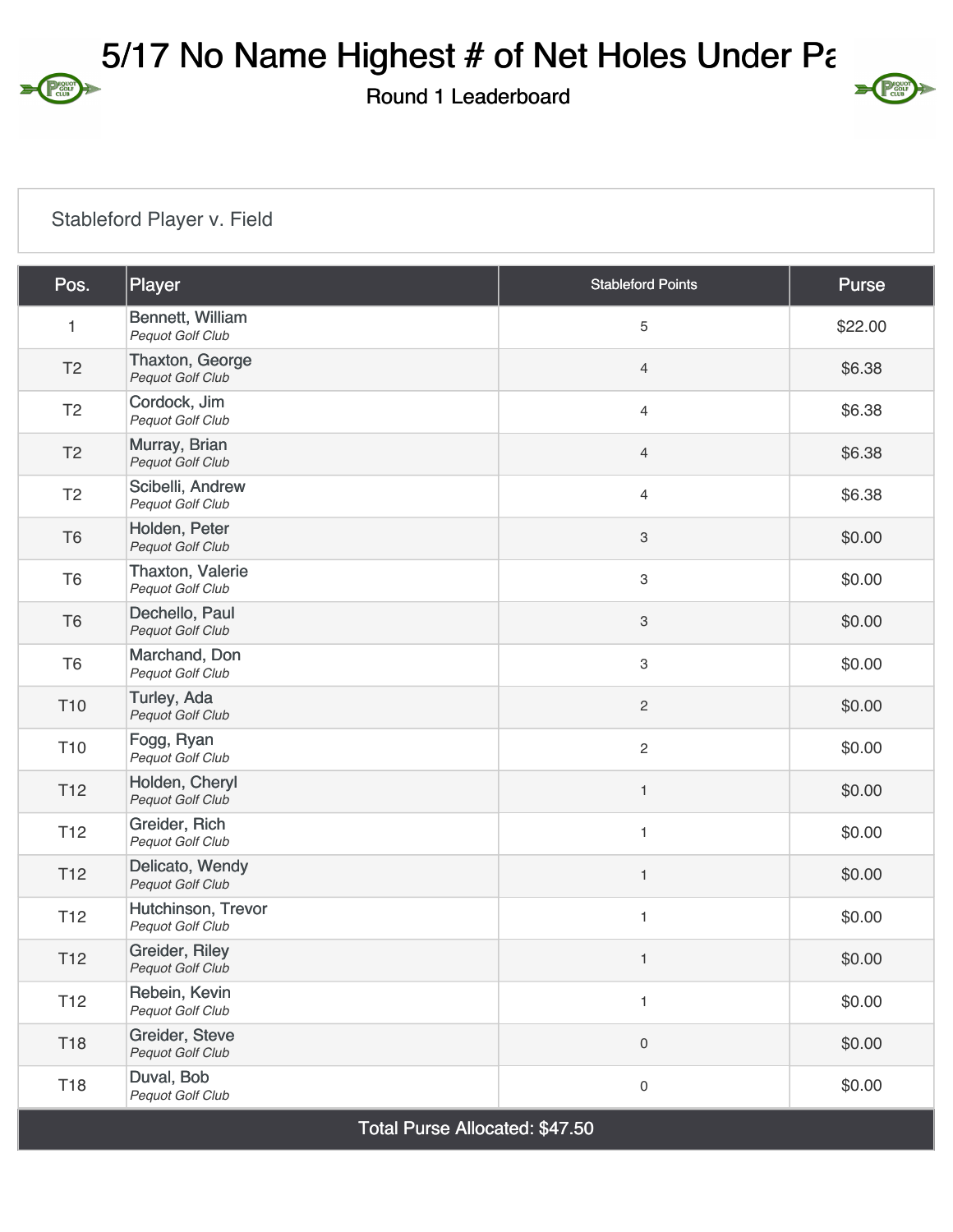# 5/17 No Name Highest # of Net Holes Under Pa

Round 1 Leaderboard

Stableford Player v. Field

| Pos. | Player | Stableford Points | Purse |
|---|---|---|---|
| 1 | Bennett, William *Pequot Golf Club* | 5 | $22.00 |
| T2 | Thaxton, George *Pequot Golf Club* | 4 | $6.38 |
| T2 | Cordock, Jim *Pequot Golf Club* | 4 | $6.38 |
| T2 | Murray, Brian *Pequot Golf Club* | 4 | $6.38 |
| T2 | Scibelli, Andrew *Pequot Golf Club* | 4 | $6.38 |
| T6 | Holden, Peter *Pequot Golf Club* | 3 | $0.00 |
| T6 | Thaxton, Valerie *Pequot Golf Club* | 3 | $0.00 |
| T6 | Dechello, Paul *Pequot Golf Club* | 3 | $0.00 |
| T6 | Marchand, Don *Pequot Golf Club* | 3 | $0.00 |
| T10 | Turley, Ada *Pequot Golf Club* | 2 | $0.00 |
| T10 | Fogg, Ryan *Pequot Golf Club* | 2 | $0.00 |
| T12 | Holden, Cheryl *Pequot Golf Club* | 1 | $0.00 |
| T12 | Greider, Rich *Pequot Golf Club* | 1 | $0.00 |
| T12 | Delicato, Wendy *Pequot Golf Club* | 1 | $0.00 |
| T12 | Hutchinson, Trevor *Pequot Golf Club* | 1 | $0.00 |
| T12 | Greider, Riley *Pequot Golf Club* | 1 | $0.00 |
| T12 | Rebein, Kevin *Pequot Golf Club* | 1 | $0.00 |
| T18 | Greider, Steve *Pequot Golf Club* | 0 | $0.00 |
| T18 | Duval, Bob *Pequot Golf Club* | 0 | $0.00 |
| Total Purse Allocated: $47.50 | | | |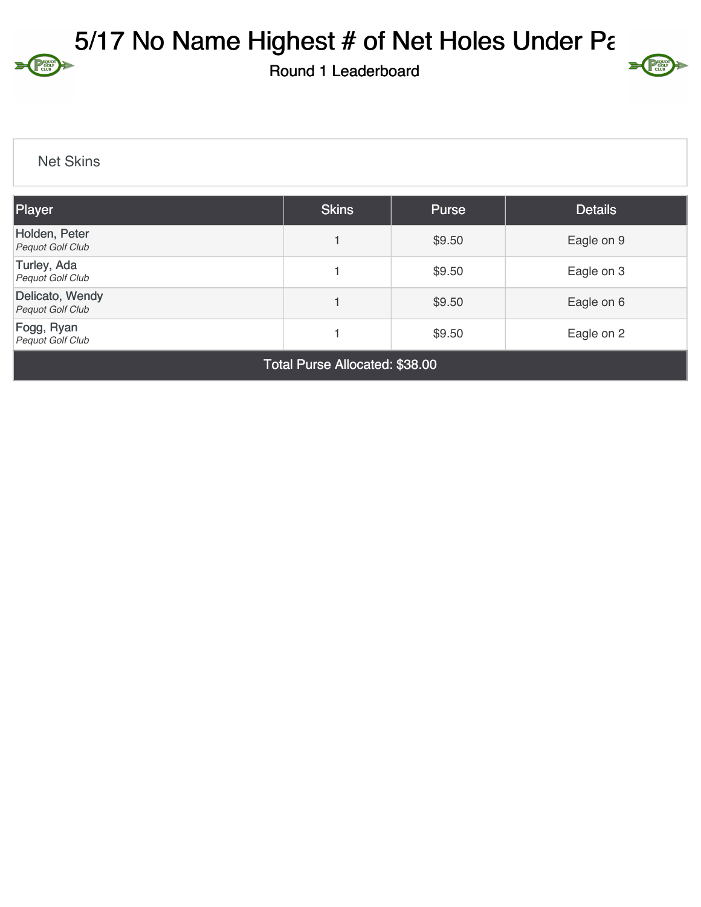# 5/17 No Name Highest # of Net Holes Under Pa

Round 1 Leaderboard

## Net Skins

| Player | Skins | Purse | Details |
|---|---|---|---|
| Holden, Peter *Pequot Golf Club* | 1 | $9.50 | Eagle on 9 |
| Turley, Ada *Pequot Golf Club* | 1 | $9.50 | Eagle on 3 |
| Delicato, Wendy *Pequot Golf Club* | 1 | $9.50 | Eagle on 6 |
| Fogg, Ryan *Pequot Golf Club* | 1 | $9.50 | Eagle on 2 |
| Total Purse Allocated: $38.00 | | | |